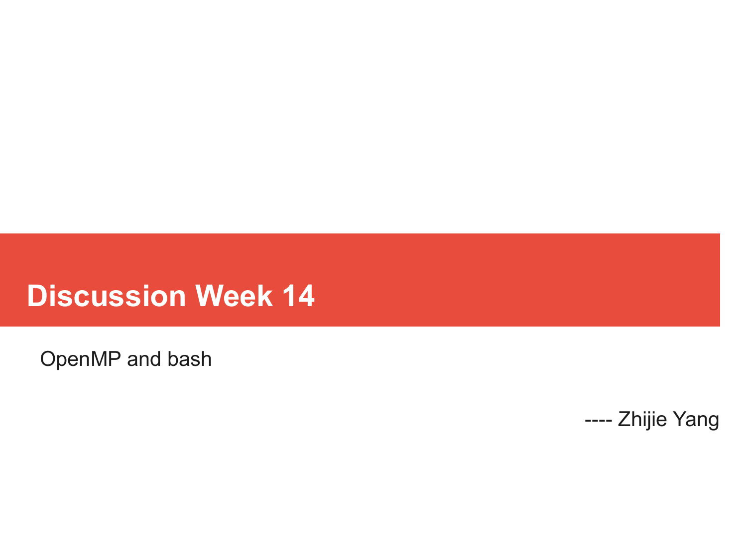# Discussion Week 14

OpenMP and bash

---- Zhijie Yang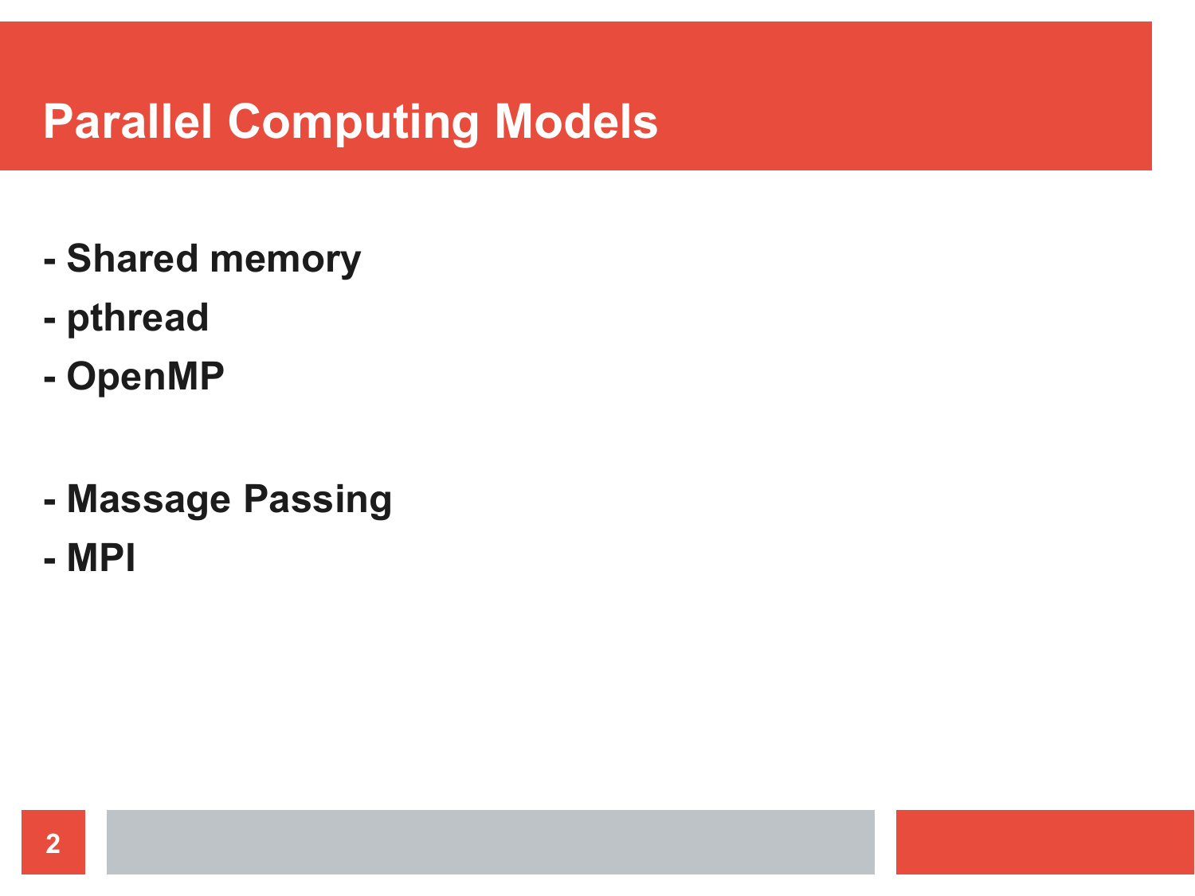# Parallel Computing Models

- Shared memory
- pthread
- OpenMP

- Massage Passing
- MPI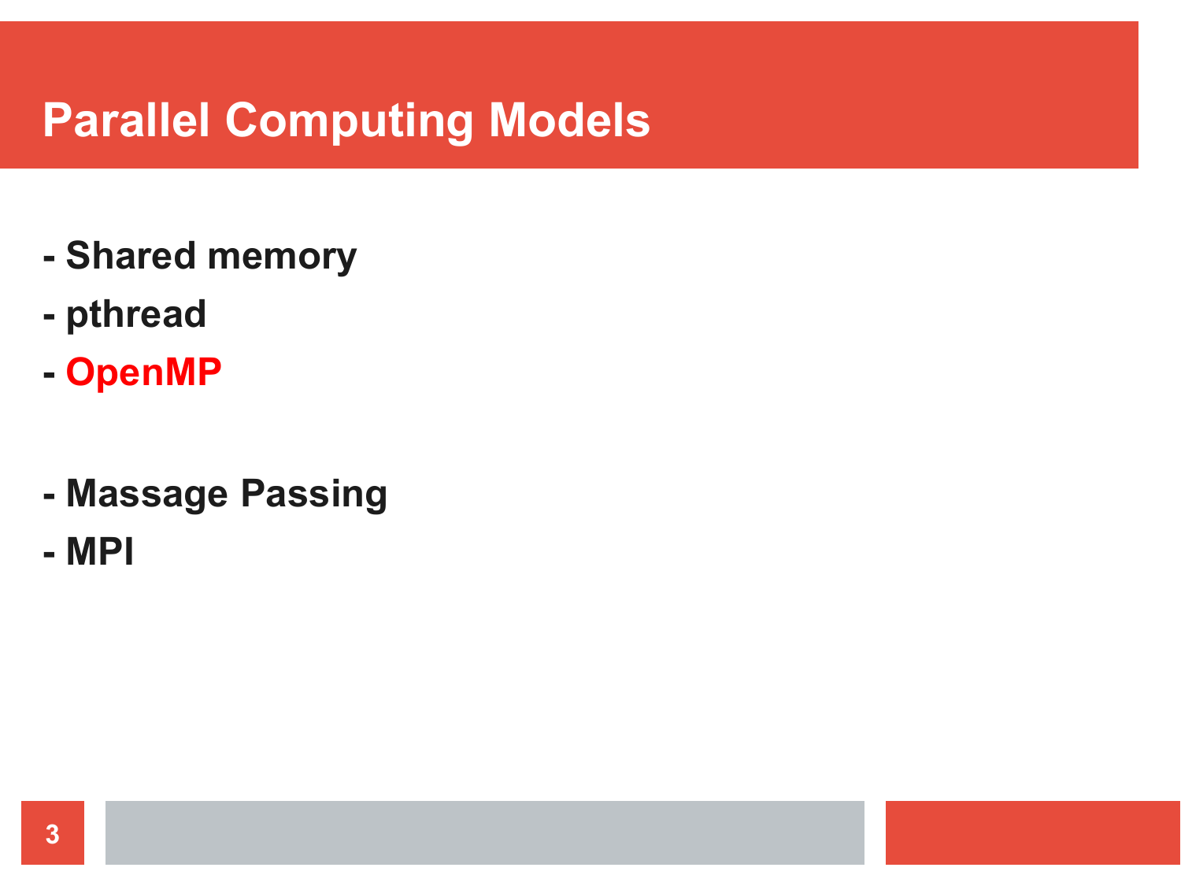# Parallel Computing Models

- Shared memory
- pthread
- OpenMP

- Massage Passing
- MPI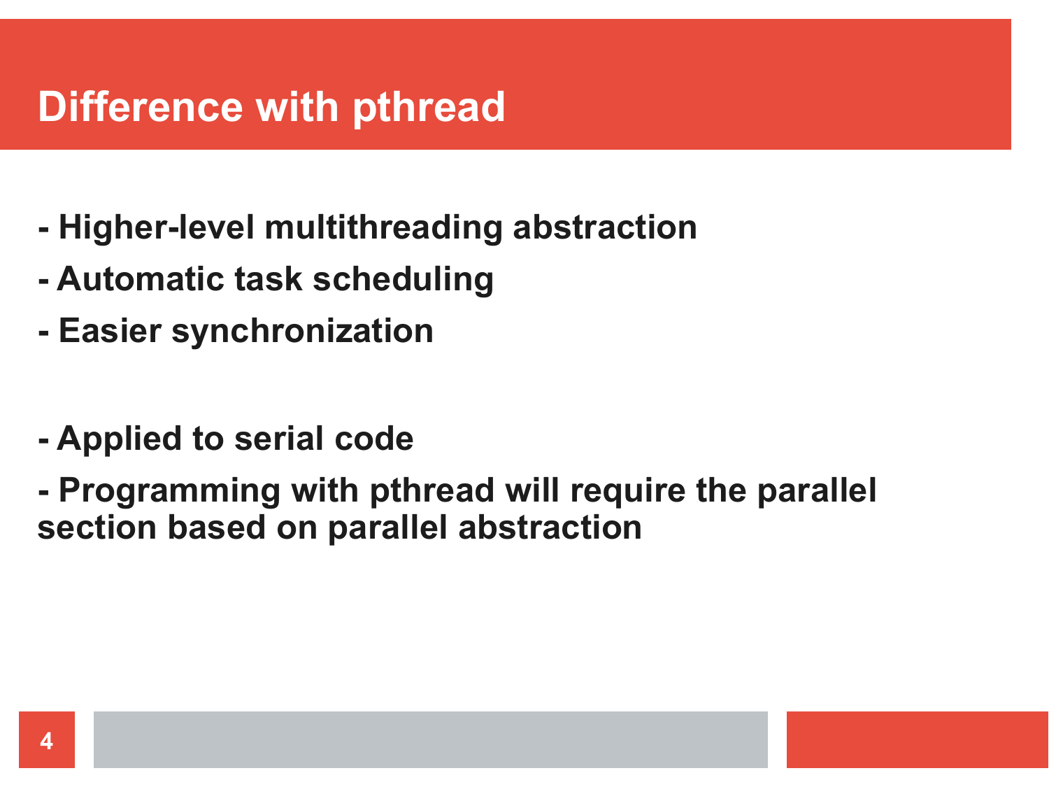# Difference with pthread

- Higher-level multithreading abstraction
- Automatic task scheduling
- Easier synchronization

- Applied to serial code
- Programming with pthread will require the parallel section based on parallel abstraction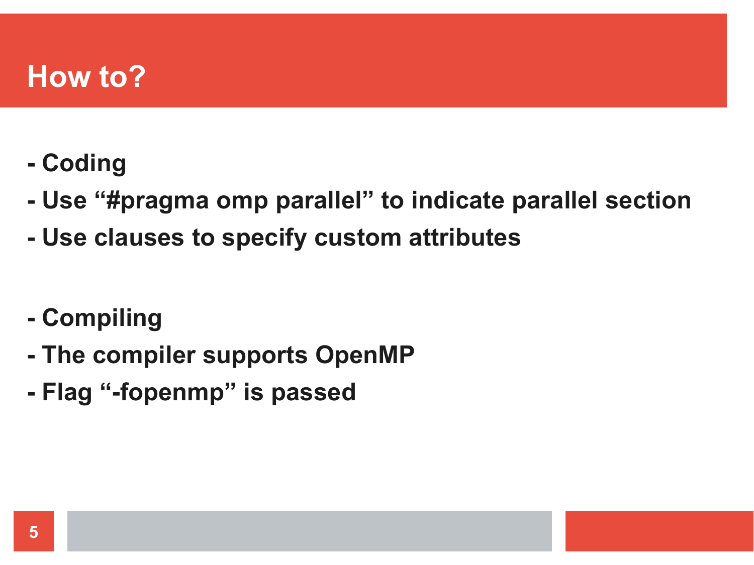# How to?

- Coding
- Use “#pragma omp parallel” to indicate parallel section
- Use clauses to specify custom attributes

- Compiling
- The compiler supports OpenMP
- Flag “-fopenmp” is passed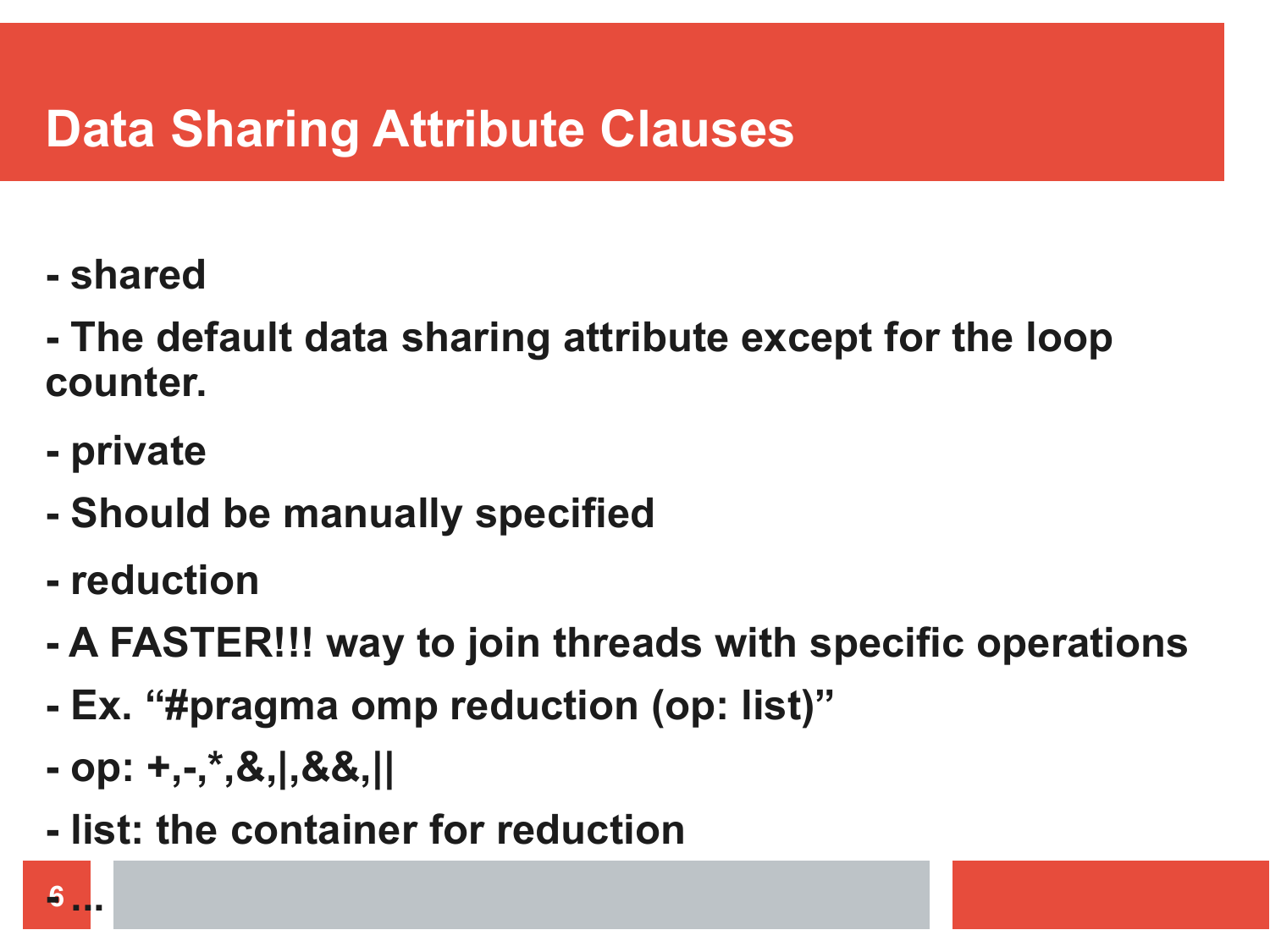# Data Sharing Attribute Clauses

- shared
- The default data sharing attribute except for the loop counter.
- private
- Should be manually specified
- reduction
- A FASTER!!! way to join threads with specific operations
- Ex. “#pragma omp reduction (op: list)”
- op: +,-,*,&,|,&&,||
- list: the container for reduction
- …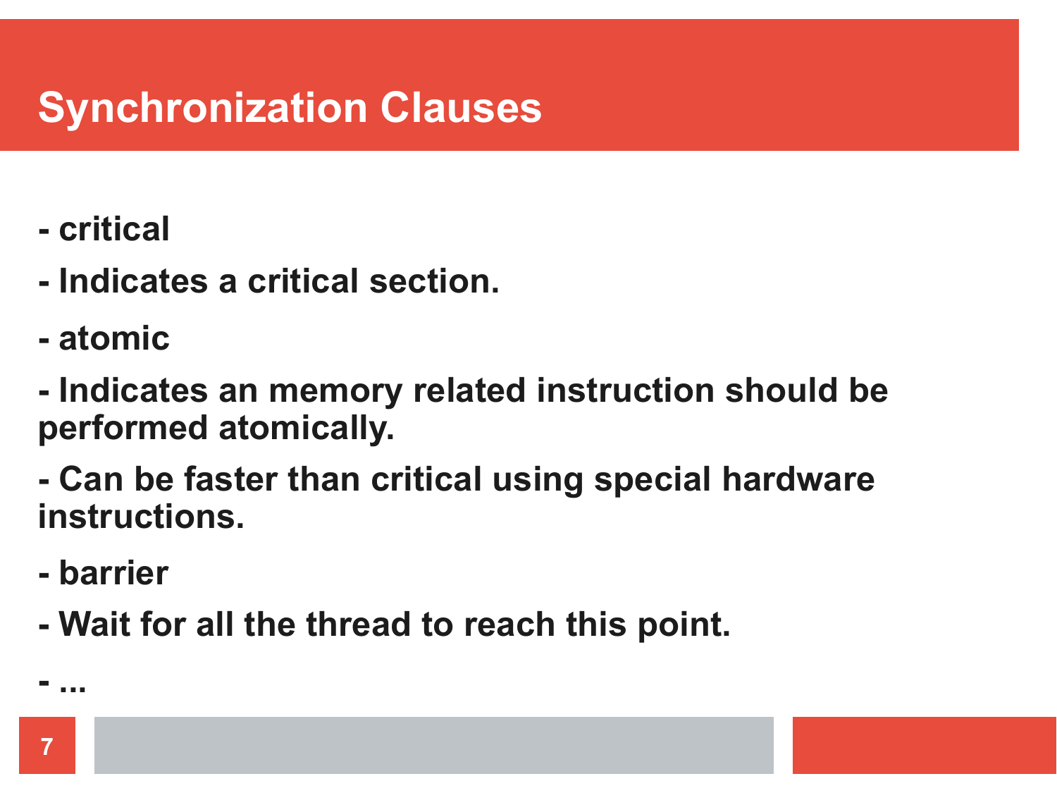# Synchronization Clauses

- critical
- Indicates a critical section.
- atomic
- Indicates an memory related instruction should be performed atomically.
- Can be faster than critical using special hardware instructions.
- barrier
- Wait for all the thread to reach this point.
- ...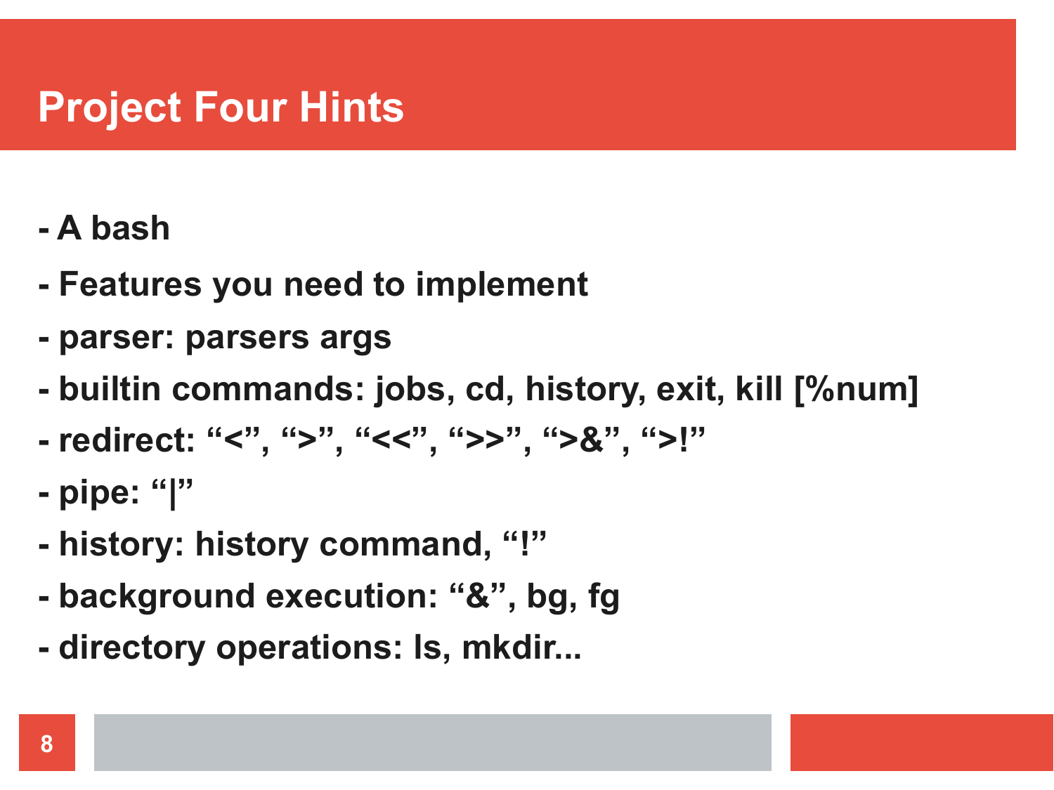# Project Four Hints

- A bash
- Features you need to implement
- parser: parsers args
- builtin commands: jobs, cd, history, exit, kill [%num]
- redirect: "<", ">", "<<", ">>", ">&", ">!"
- pipe: "|"
- history: history command, "!"
- background execution: "&", bg, fg
- directory operations: ls, mkdir...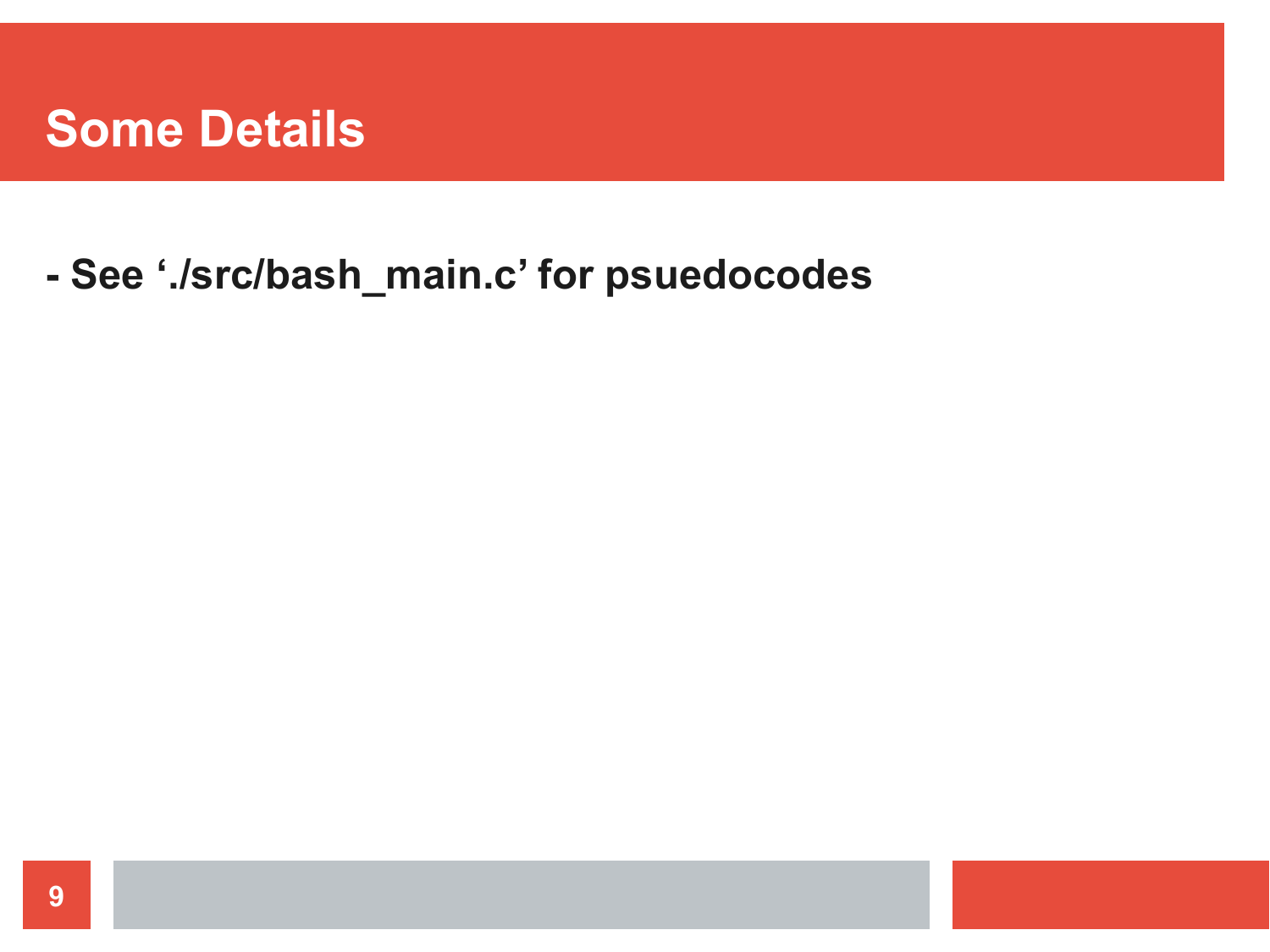# Some Details

**- See ‘./src/bash_main.c’ for psuedocodes**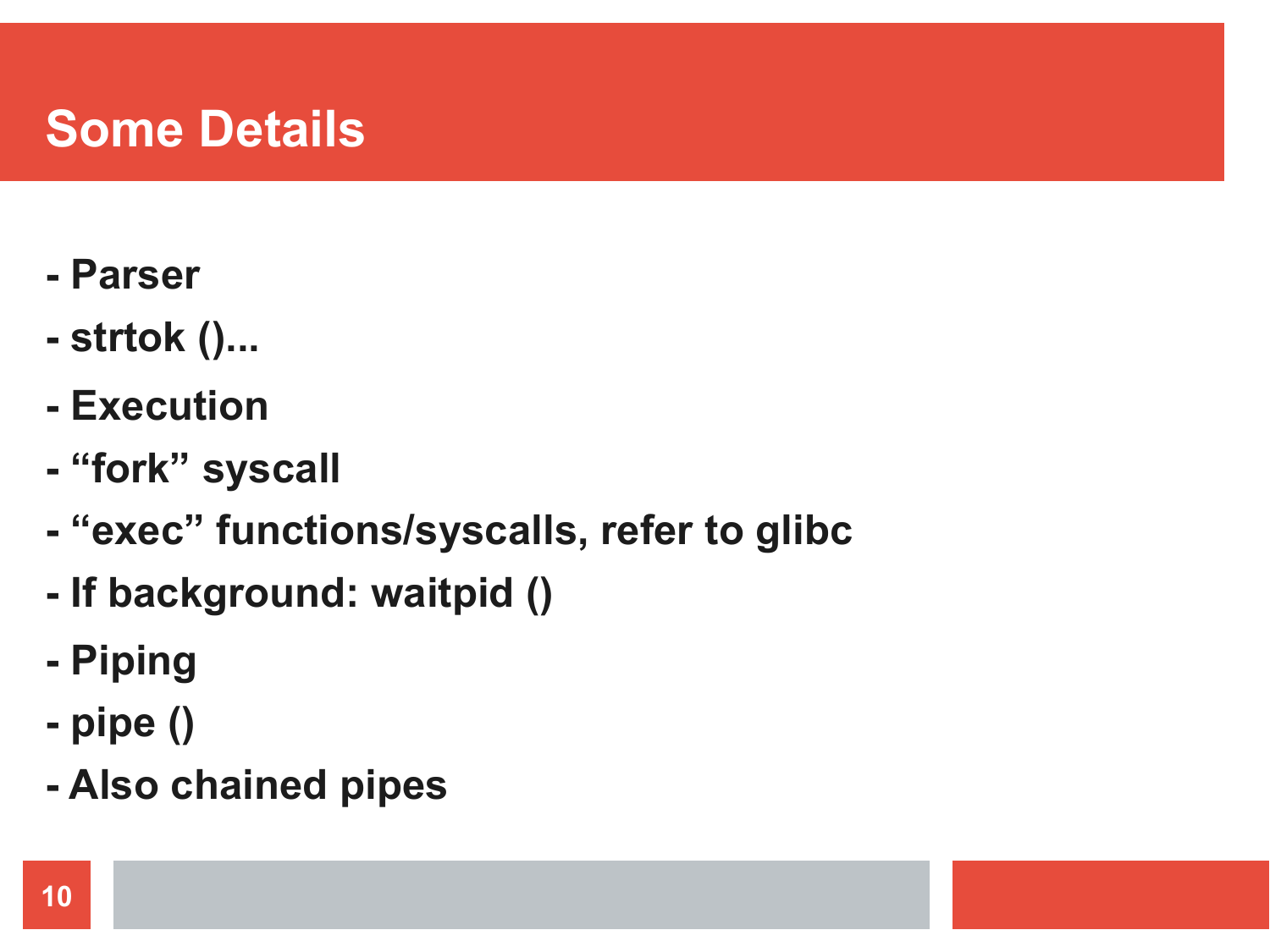# Some Details

- Parser
- strtok ()...
- Execution
- “fork” syscall
- “exec” functions/syscalls, refer to glibc
- If background: waitpid ()
- Piping
- pipe ()
- Also chained pipes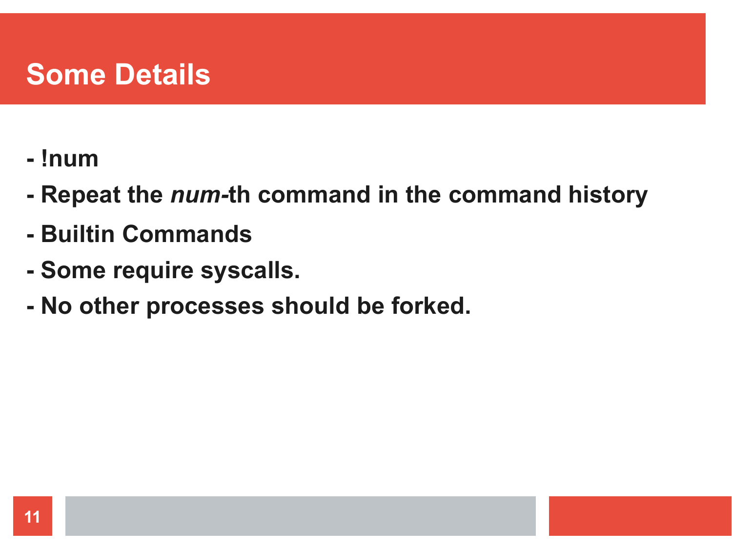# Some Details

- **!num**
- **Repeat the *num*-th command in the command history**
- **Builtin Commands**
- **Some require syscalls.**
- **No other processes should be forked.**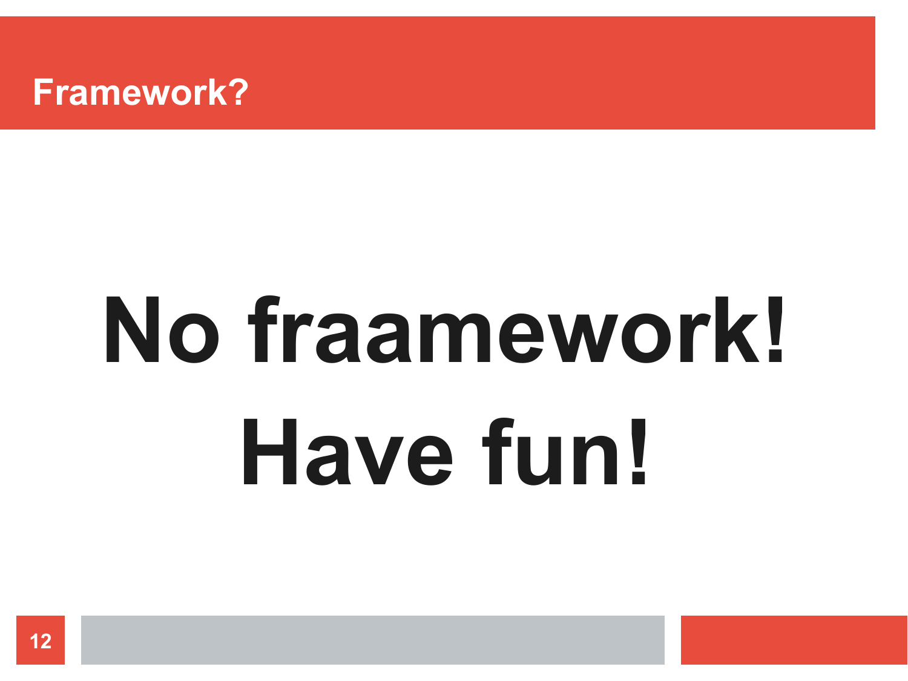# Framework?

**No fraamework!**
**Have fun!**